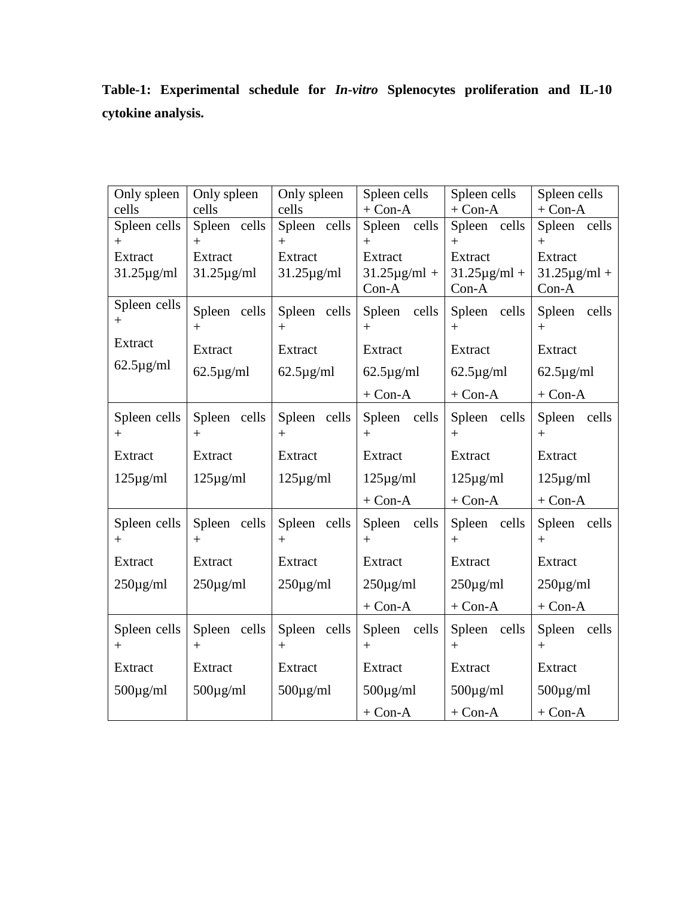**Table-1: Experimental schedule for *In-vitro* Splenocytes proliferation and IL-10 cytokine analysis.**

| Only spleen cells | Only spleen cells | Only spleen cells | Spleen cells + Con-A | Spleen cells + Con-A | Spleen cells + Con-A |
|---|---|---|---|---|---|
| Spleen cells + Extract 31.25µg/ml | Spleen cells + Extract 31.25µg/ml | Spleen cells + Extract 31.25µg/ml | Spleen cells + Extract 31.25µg/ml + Con-A | Spleen cells + Extract 31.25µg/ml + Con-A | Spleen cells + Extract 31.25µg/ml + Con-A |
| Spleen cells + Extract 62.5µg/ml | Spleen cells + Extract 62.5µg/ml | Spleen cells + Extract 62.5µg/ml | Spleen cells + Extract 62.5µg/ml + Con-A | Spleen cells + Extract 62.5µg/ml + Con-A | Spleen cells + Extract 62.5µg/ml + Con-A |
| Spleen cells + Extract 125µg/ml | Spleen cells + Extract 125µg/ml | Spleen cells + Extract 125µg/ml | Spleen cells + Extract 125µg/ml + Con-A | Spleen cells + Extract 125µg/ml + Con-A | Spleen cells + Extract 125µg/ml + Con-A |
| Spleen cells + Extract 250µg/ml | Spleen cells + Extract 250µg/ml | Spleen cells + Extract 250µg/ml | Spleen cells + Extract 250µg/ml + Con-A | Spleen cells + Extract 250µg/ml + Con-A | Spleen cells + Extract 250µg/ml + Con-A |
| Spleen cells + Extract 500µg/ml | Spleen cells + Extract 500µg/ml | Spleen cells + Extract 500µg/ml | Spleen cells + Extract 500µg/ml + Con-A | Spleen cells + Extract 500µg/ml + Con-A | Spleen cells + Extract 500µg/ml + Con-A |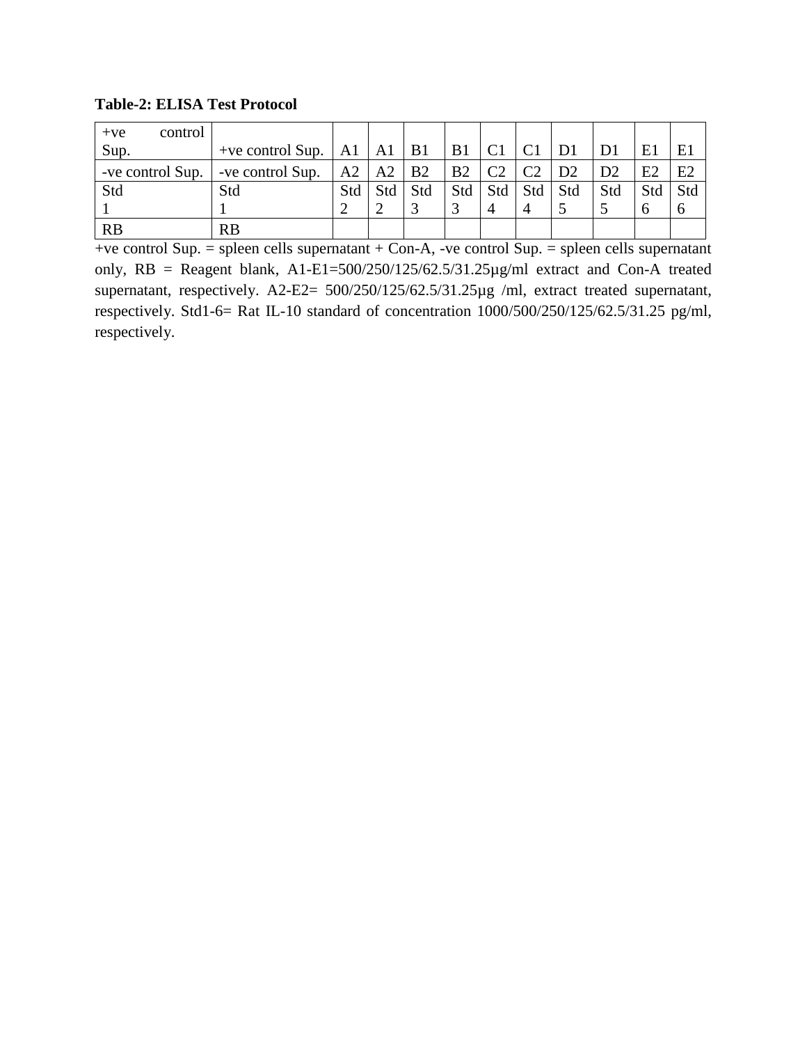**Table-2: ELISA Test Protocol**

| +ve control Sup. | +ve control Sup. | A1 | A1 | B1 | B1 | C1 | C1 | D1 | D1 | E1 | E1 |
|---|---|---|---|---|---|---|---|---|---|---|---|
| -ve control Sup. | -ve control Sup. | A2 | A2 | B2 | B2 | C2 | C2 | D2 | D2 | E2 | E2 |
| Std 1 | Std 1 | Std 2 | Std 2 | Std 3 | Std 3 | Std 4 | Std 4 | Std 5 | Std 5 | Std 6 | Std 6 |
| RB | RB | | | | | | | | | | |

+ve control Sup. = spleen cells supernatant + Con-A, -ve control Sup. = spleen cells supernatant only, RB = Reagent blank, A1-E1=500/250/125/62.5/31.25µg/ml extract and Con-A treated supernatant, respectively. A2-E2= 500/250/125/62.5/31.25µg /ml, extract treated supernatant, respectively. Std1-6= Rat IL-10 standard of concentration 1000/500/250/125/62.5/31.25 pg/ml, respectively.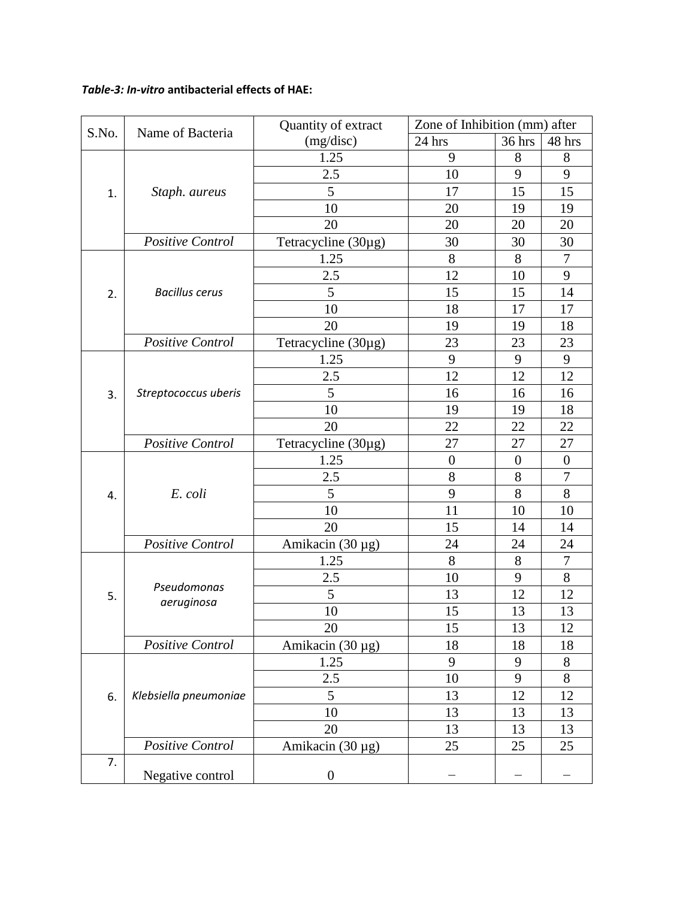***Table-3: In-vitro* antibacterial effects of HAE:**

| S.No. | Name of Bacteria | Quantity of extract (mg/disc) | Zone of Inhibition (mm) after | | |
|---|---|---|---|---|---|
| | | | 24 hrs | 36 hrs | 48 hrs |
| 1. | *Staph. aureus* | 1.25 | 9 | 8 | 8 |
| | | 2.5 | 10 | 9 | 9 |
| | | 5 | 17 | 15 | 15 |
| | | 10 | 20 | 19 | 19 |
| | | 20 | 20 | 20 | 20 |
| | *Positive Control* | Tetracycline (30µg) | 30 | 30 | 30 |
| 2. | *Bacillus cerus* | 1.25 | 8 | 8 | 7 |
| | | 2.5 | 12 | 10 | 9 |
| | | 5 | 15 | 15 | 14 |
| | | 10 | 18 | 17 | 17 |
| | | 20 | 19 | 19 | 18 |
| | *Positive Control* | Tetracycline (30µg) | 23 | 23 | 23 |
| 3. | *Streptococcus uberis* | 1.25 | 9 | 9 | 9 |
| | | 2.5 | 12 | 12 | 12 |
| | | 5 | 16 | 16 | 16 |
| | | 10 | 19 | 19 | 18 |
| | | 20 | 22 | 22 | 22 |
| | *Positive Control* | Tetracycline (30µg) | 27 | 27 | 27 |
| 4. | *E. coli* | 1.25 | 0 | 0 | 0 |
| | | 2.5 | 8 | 8 | 7 |
| | | 5 | 9 | 8 | 8 |
| | | 10 | 11 | 10 | 10 |
| | | 20 | 15 | 14 | 14 |
| | *Positive Control* | Amikacin (30 µg) | 24 | 24 | 24 |
| 5. | *Pseudomonas aeruginosa* | 1.25 | 8 | 8 | 7 |
| | | 2.5 | 10 | 9 | 8 |
| | | 5 | 13 | 12 | 12 |
| | | 10 | 15 | 13 | 13 |
| | | 20 | 15 | 13 | 12 |
| | *Positive Control* | Amikacin (30 µg) | 18 | 18 | 18 |
| 6. | *Klebsiella pneumoniae* | 1.25 | 9 | 9 | 8 |
| | | 2.5 | 10 | 9 | 8 |
| | | 5 | 13 | 12 | 12 |
| | | 10 | 13 | 13 | 13 |
| | | 20 | 13 | 13 | 13 |
| | *Positive Control* | Amikacin (30 µg) | 25 | 25 | 25 |
| 7. | Negative control | 0 | – | – | – |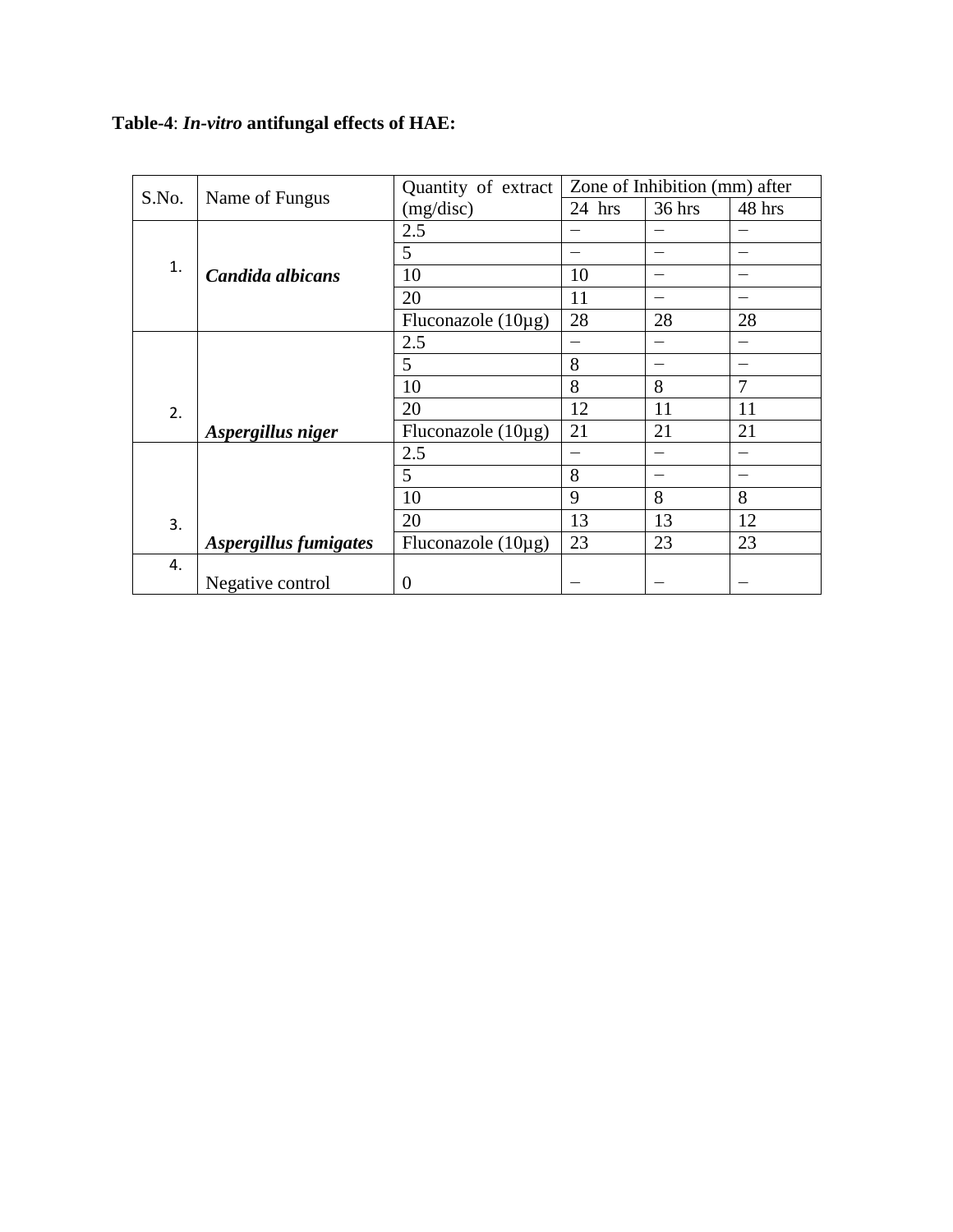**Table-4**: ***In-vitro*** **antifungal effects of HAE:**

| S.No. | Name of Fungus | Quantity of extract (mg/disc) | Zone of Inhibition (mm) after | | |
|---|---|---|---|---|---|
| | | | 24 hrs | 36 hrs | 48 hrs |
| 1. | ***Candida albicans*** | 2.5 | – | – | – |
| | | 5 | – | – | – |
| | | 10 | 10 | – | – |
| | | 20 | 11 | – | – |
| | | Fluconazole (10µg) | 28 | 28 | 28 |
| 2. | ***Aspergillus niger*** | 2.5 | – | – | – |
| | | 5 | 8 | – | – |
| | | 10 | 8 | 8 | 7 |
| | | 20 | 12 | 11 | 11 |
| | | Fluconazole (10µg) | 21 | 21 | 21 |
| 3. | ***Aspergillus fumigates*** | 2.5 | – | – | – |
| | | 5 | 8 | – | – |
| | | 10 | 9 | 8 | 8 |
| | | 20 | 13 | 13 | 12 |
| | | Fluconazole (10µg) | 23 | 23 | 23 |
| 4. | Negative control | 0 | – | – | – |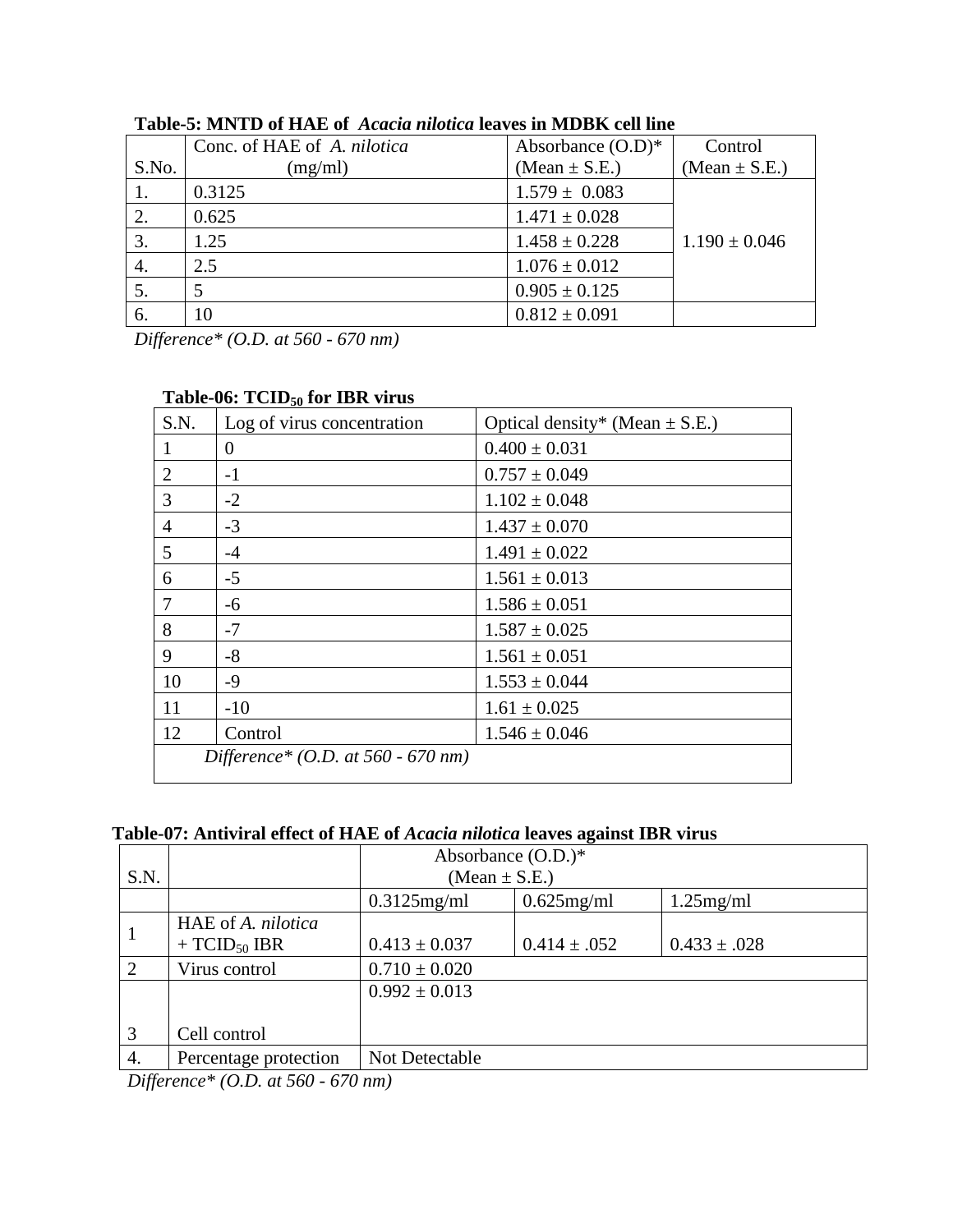**Table-5: MNTD of HAE of *Acacia nilotica* leaves in MDBK cell line**

| S.No. | Conc. of HAE of *A. nilotica* (mg/ml) | Absorbance (O.D)* (Mean ± S.E.) | Control (Mean ± S.E.) |
|---|---|---|---|
| 1. | 0.3125 | 1.579 ± 0.083 | 1.190 ± 0.046 |
| 2. | 0.625 | 1.471 ± 0.028 | |
| 3. | 1.25 | 1.458 ± 0.228 | |
| 4. | 2.5 | 1.076 ± 0.012 | |
| 5. | 5 | 0.905 ± 0.125 | |
| 6. | 10 | 0.812 ± 0.091 | |

*Difference* (O.D. at 560 - 670 nm)*

**Table-06: $TCID_{50}$ for IBR virus**

| S.N. | Log of virus concentration | Optical density* (Mean ± S.E.) |
|---|---|---|
| 1 | 0 | 0.400 ± 0.031 |
| 2 | -1 | 0.757 ± 0.049 |
| 3 | -2 | 1.102 ± 0.048 |
| 4 | -3 | 1.437 ± 0.070 |
| 5 | -4 | 1.491 ± 0.022 |
| 6 | -5 | 1.561 ± 0.013 |
| 7 | -6 | 1.586 ± 0.051 |
| 8 | -7 | 1.587 ± 0.025 |
| 9 | -8 | 1.561 ± 0.051 |
| 10 | -9 | 1.553 ± 0.044 |
| 11 | -10 | 1.61 ± 0.025 |
| 12 | Control | 1.546 ± 0.046 |
| *Difference* (O.D. at 560 - 670 nm)* | | |

**Table-07: Antiviral effect of HAE of *Acacia nilotica* leaves against IBR virus**

| S.N. | | Absorbance (O.D.)* (Mean ± S.E.) | | |
|---|---|---|---|---|
| | | 0.3125mg/ml | 0.625mg/ml | 1.25mg/ml |
| 1 | HAE of *A. nilotica* + $TCID_{50}$ IBR | 0.413 ± 0.037 | 0.414 ± .052 | 0.433 ± .028 |
| 2 | Virus control | 0.710 ± 0.020 | | |
| 3 | Cell control | 0.992 ± 0.013 | | |
| 4. | Percentage protection | Not Detectable | | |

*Difference* (O.D. at 560 - 670 nm)*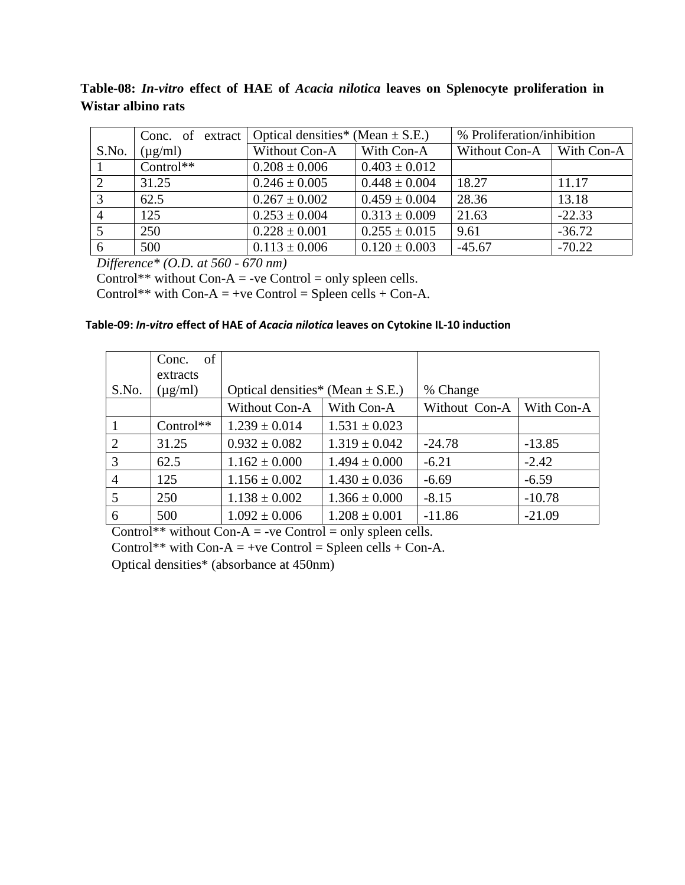**Table-08:** ***In-vitro*** **effect of HAE of** ***Acacia nilotica*** **leaves on Splenocyte proliferation in Wistar albino rats**

| S.No. | Conc. of extract (µg/ml) | Optical densities* (Mean ± S.E.) | | % Proliferation/inhibition | |
|---|---|---|---|---|---|
| | | Without Con-A | With Con-A | Without Con-A | With Con-A |
| 1 | Control** | 0.208 ± 0.006 | 0.403 ± 0.012 | | |
| 2 | 31.25 | 0.246 ± 0.005 | 0.448 ± 0.004 | 18.27 | 11.17 |
| 3 | 62.5 | 0.267 ± 0.002 | 0.459 ± 0.004 | 28.36 | 13.18 |
| 4 | 125 | 0.253 ± 0.004 | 0.313 ± 0.009 | 21.63 | -22.33 |
| 5 | 250 | 0.228 ± 0.001 | 0.255 ± 0.015 | 9.61 | -36.72 |
| 6 | 500 | 0.113 ± 0.006 | 0.120 ± 0.003 | -45.67 | -70.22 |

*Difference* (O.D. at 560 - 670 nm)*

Control** without Con-A = -ve Control = only spleen cells.

Control** with Con-A = +ve Control = Spleen cells + Con-A.

**Table-09:** ***In-vitro*** **effect of HAE of** ***Acacia nilotica*** **leaves on Cytokine IL-10 induction**

| S.No. | Conc. of extracts (µg/ml) | Optical densities* (Mean ± S.E.) | | % Change | |
|---|---|---|---|---|---|
| | | Without Con-A | With Con-A | Without Con-A | With Con-A |
| 1 | Control** | 1.239 ± 0.014 | 1.531 ± 0.023 | | |
| 2 | 31.25 | 0.932 ± 0.082 | 1.319 ± 0.042 | -24.78 | -13.85 |
| 3 | 62.5 | 1.162 ± 0.000 | 1.494 ± 0.000 | -6.21 | -2.42 |
| 4 | 125 | 1.156 ± 0.002 | 1.430 ± 0.036 | -6.69 | -6.59 |
| 5 | 250 | 1.138 ± 0.002 | 1.366 ± 0.000 | -8.15 | -10.78 |
| 6 | 500 | 1.092 ± 0.006 | 1.208 ± 0.001 | -11.86 | -21.09 |

Control** without Con-A = -ve Control = only spleen cells.

Control** with Con-A = +ve Control = Spleen cells + Con-A.

Optical densities* (absorbance at 450nm)